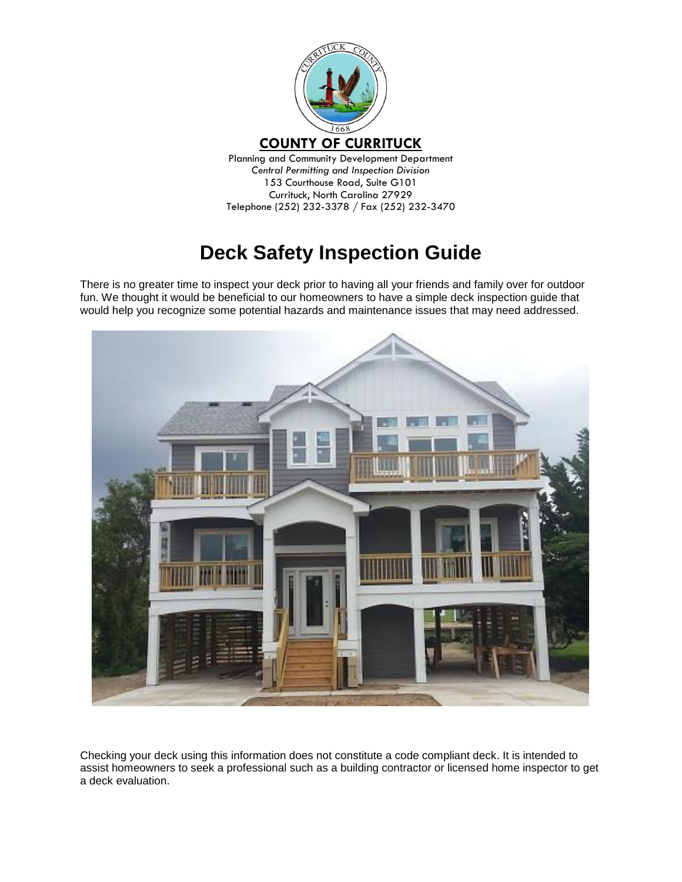**COUNTY OF CURRITUCK**

Planning and Community Development Department
*Central Permitting and Inspection Division*
153 Courthouse Road, Suite G101
Currituck, North Carolina 27929
Telephone (252) 232-3378 / Fax (252) 232-3470

# Deck Safety Inspection Guide

There is no greater time to inspect your deck prior to having all your friends and family over for outdoor fun. We thought it would be beneficial to our homeowners to have a simple deck inspection guide that would help you recognize some potential hazards and maintenance issues that may need addressed.

Checking your deck using this information does not constitute a code compliant deck. It is intended to assist homeowners to seek a professional such as a building contractor or licensed home inspector to get a deck evaluation.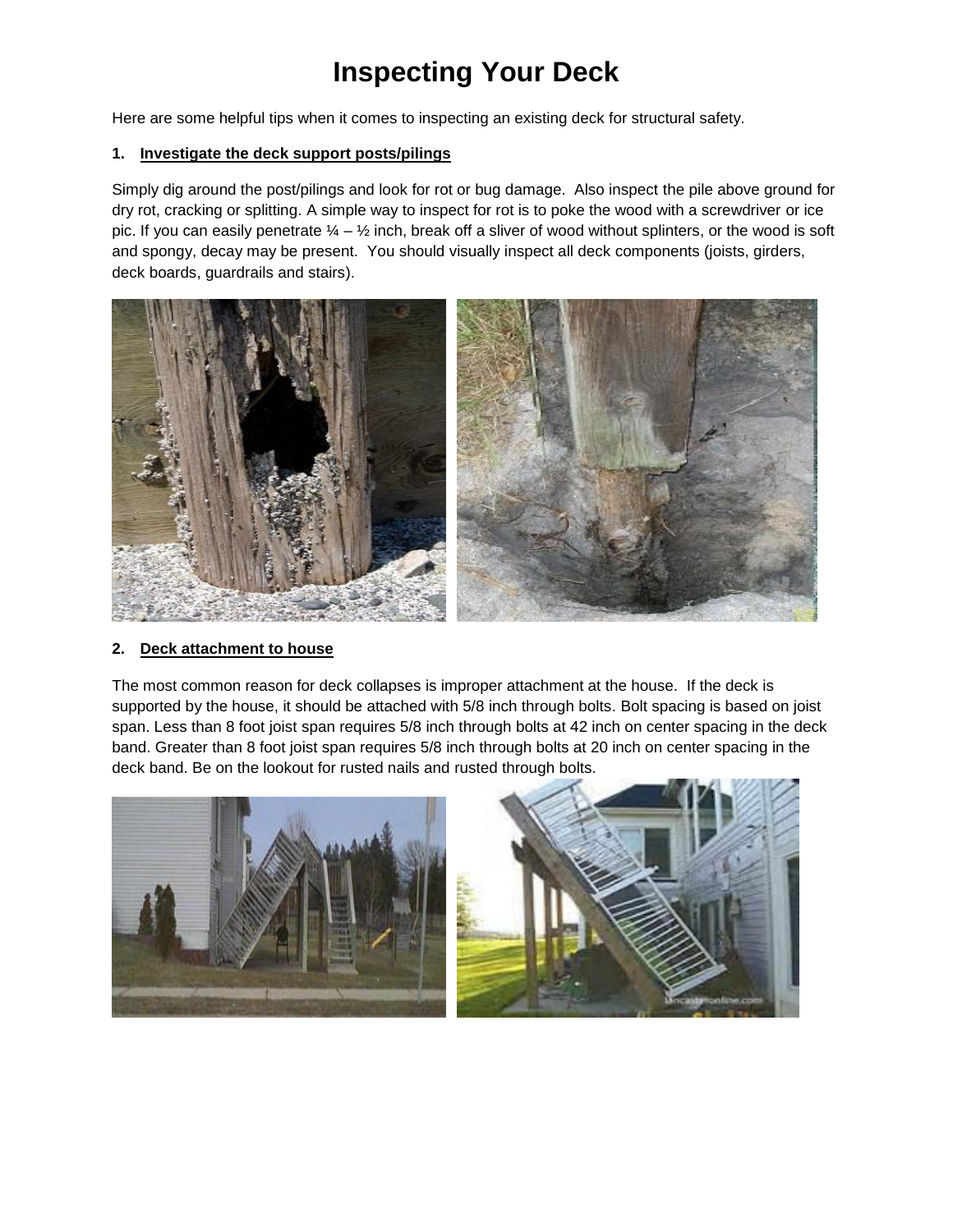# Inspecting Your Deck

Here are some helpful tips when it comes to inspecting an existing deck for structural safety.

**1. Investigate the deck support posts/pilings**

Simply dig around the post/pilings and look for rot or bug damage. Also inspect the pile above ground for dry rot, cracking or splitting. A simple way to inspect for rot is to poke the wood with a screwdriver or ice pic. If you can easily penetrate ¼ – ½ inch, break off a sliver of wood without splinters, or the wood is soft and spongy, decay may be present. You should visually inspect all deck components (joists, girders, deck boards, guardrails and stairs).

**2. Deck attachment to house**

The most common reason for deck collapses is improper attachment at the house. If the deck is supported by the house, it should be attached with 5/8 inch through bolts. Bolt spacing is based on joist span. Less than 8 foot joist span requires 5/8 inch through bolts at 42 inch on center spacing in the deck band. Greater than 8 foot joist span requires 5/8 inch through bolts at 20 inch on center spacing in the deck band. Be on the lookout for rusted nails and rusted through bolts.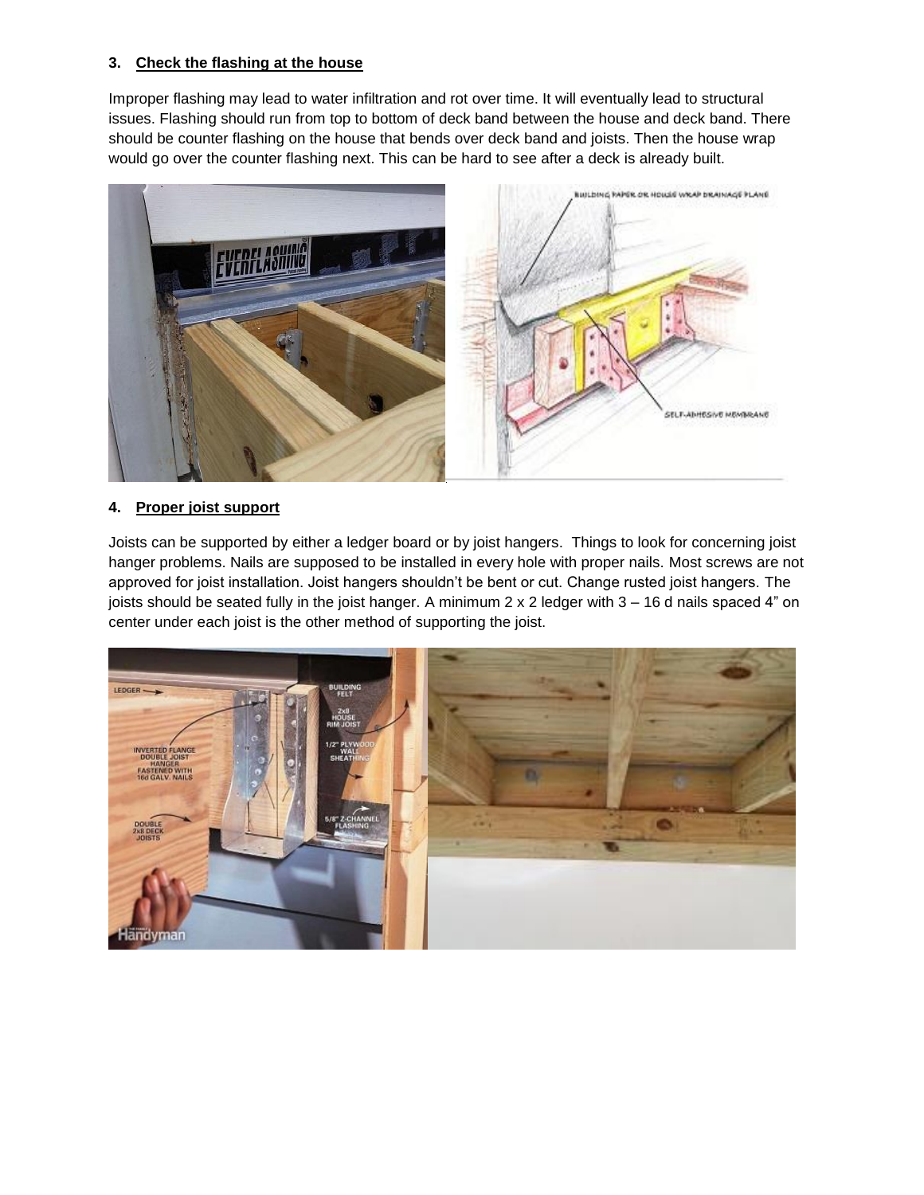### 3. Check the flashing at the house

Improper flashing may lead to water infiltration and rot over time. It will eventually lead to structural issues. Flashing should run from top to bottom of deck band between the house and deck band. There should be counter flashing on the house that bends over deck band and joists. Then the house wrap would go over the counter flashing next. This can be hard to see after a deck is already built.

### 4. Proper joist support

Joists can be supported by either a ledger board or by joist hangers. Things to look for concerning joist hanger problems. Nails are supposed to be installed in every hole with proper nails. Most screws are not approved for joist installation. Joist hangers shouldn't be bent or cut. Change rusted joist hangers. The joists should be seated fully in the joist hanger. A minimum 2 x 2 ledger with 3 – 16 d nails spaced 4" on center under each joist is the other method of supporting the joist.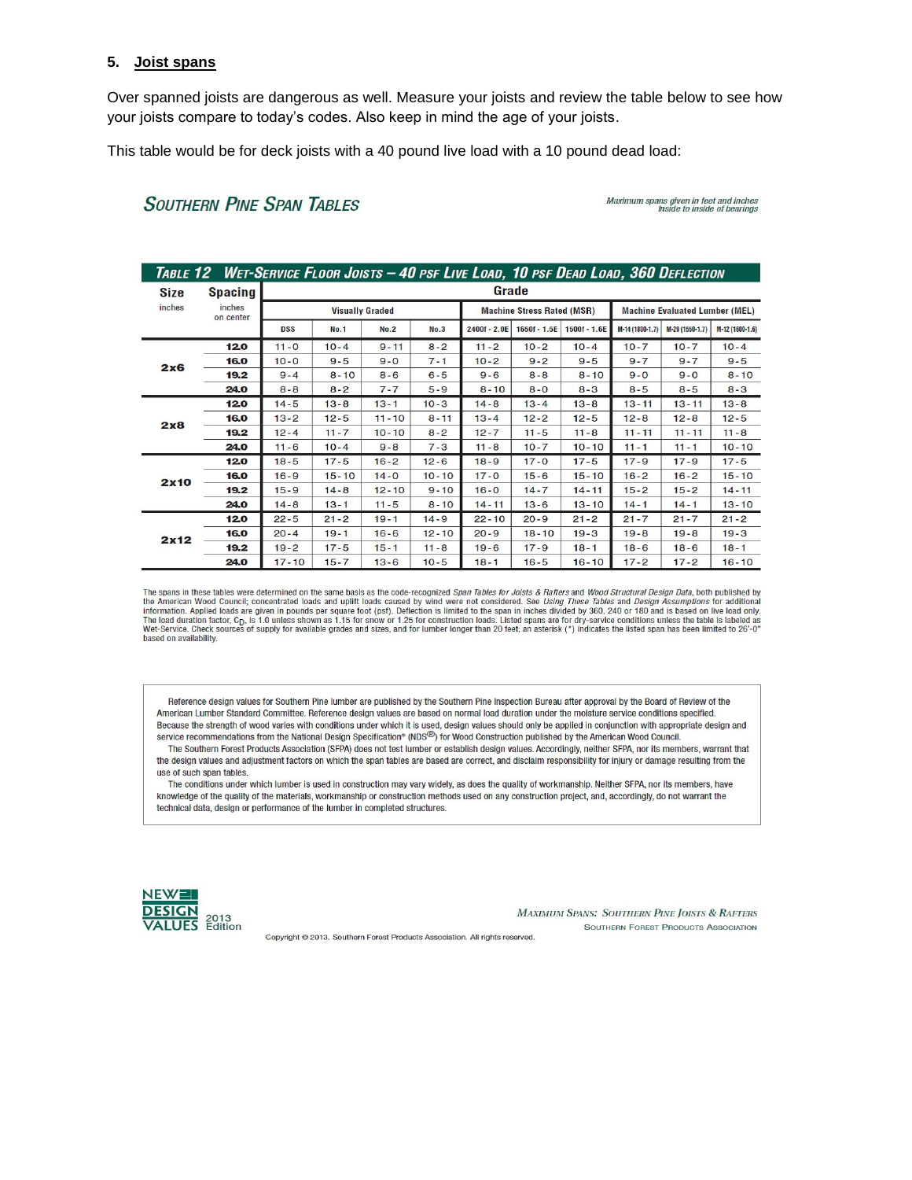## 5. Joist spans

Over spanned joists are dangerous as well. Measure your joists and review the table below to see how your joists compare to today's codes. Also keep in mind the age of your joists.

This table would be for deck joists with a 40 pound live load with a 10 pound dead load:

### SOUTHERN PINE SPAN TABLES

*Maximum spans given in feet and inches inside to inside of bearings*

**TABLE 12 WET-SERVICE FLOOR JOISTS – 40 PSF LIVE LOAD, 10 PSF DEAD LOAD, 360 DEFLECTION**

| Size inches | Spacing inches on center | Grade | | | | | | | | | |
|---|---|---|---|---|---|---|---|---|---|---|---|
| | | Visually Graded | | | | Machine Stress Rated (MSR) | | | Machine Evaluated Lumber (MEL) | | |
| | | DSS | No.1 | No.2 | No.3 | 2400f - 2.0E | 1650f - 1.5E | 1500f - 1.6E | M-14 (1800-1.7) | M-29 (1550-1.7) | M-12 (1600-1.6) |
| 2x6 | 12.0 | 11-0 | 10-4 | 9-11 | 8-2 | 11-2 | 10-2 | 10-4 | 10-7 | 10-7 | 10-4 |
| | 16.0 | 10-0 | 9-5 | 9-0 | 7-1 | 10-2 | 9-2 | 9-5 | 9-7 | 9-7 | 9-5 |
| | 19.2 | 9-4 | 8-10 | 8-6 | 6-5 | 9-6 | 8-8 | 8-10 | 9-0 | 9-0 | 8-10 |
| | 24.0 | 8-8 | 8-2 | 7-7 | 5-9 | 8-10 | 8-0 | 8-3 | 8-5 | 8-5 | 8-3 |
| 2x8 | 12.0 | 14-5 | 13-8 | 13-1 | 10-3 | 14-8 | 13-4 | 13-8 | 13-11 | 13-11 | 13-8 |
| | 16.0 | 13-2 | 12-5 | 11-10 | 8-11 | 13-4 | 12-2 | 12-5 | 12-8 | 12-8 | 12-5 |
| | 19.2 | 12-4 | 11-7 | 10-10 | 8-2 | 12-7 | 11-5 | 11-8 | 11-11 | 11-11 | 11-8 |
| | 24.0 | 11-6 | 10-4 | 9-8 | 7-3 | 11-8 | 10-7 | 10-10 | 11-1 | 11-1 | 10-10 |
| 2x10 | 12.0 | 18-5 | 17-5 | 16-2 | 12-6 | 18-9 | 17-0 | 17-5 | 17-9 | 17-9 | 17-5 |
| | 16.0 | 16-9 | 15-10 | 14-0 | 10-10 | 17-0 | 15-6 | 15-10 | 16-2 | 16-2 | 15-10 |
| | 19.2 | 15-9 | 14-8 | 12-10 | 9-10 | 16-0 | 14-7 | 14-11 | 15-2 | 15-2 | 14-11 |
| | 24.0 | 14-8 | 13-1 | 11-5 | 8-10 | 14-11 | 13-6 | 13-10 | 14-1 | 14-1 | 13-10 |
| 2x12 | 12.0 | 22-5 | 21-2 | 19-1 | 14-9 | 22-10 | 20-9 | 21-2 | 21-7 | 21-7 | 21-2 |
| | 16.0 | 20-4 | 19-1 | 16-6 | 12-10 | 20-9 | 18-10 | 19-3 | 19-8 | 19-8 | 19-3 |
| | 19.2 | 19-2 | 17-5 | 15-1 | 11-8 | 19-6 | 17-9 | 18-1 | 18-6 | 18-6 | 18-1 |
| | 24.0 | 17-10 | 15-7 | 13-6 | 10-5 | 18-1 | 16-5 | 16-10 | 17-2 | 17-2 | 16-10 |

The spans in these tables were determined on the same basis as the code-recognized *Span Tables for Joists & Rafters* and *Wood Structural Design Data*, both published by the American Wood Council; concentrated loads and uplift loads caused by wind were not considered. See *Using These Tables* and *Design Assumptions* for additional information. Applied loads are given in pounds per square foot (psf). Deflection is limited to the span in inches divided by 360, 240 or 180 and is based on live load only. The load duration factor, $C_D$, is 1.0 unless shown as 1.15 for snow or 1.25 for construction loads. Listed spans are for dry-service conditions unless the table is labeled as Wet-Service. Check sources of supply for available grades and sizes, and for lumber longer than 20 feet; an asterisk (*) indicates the listed span has been limited to 26'-0" based on availability.

Reference design values for Southern Pine lumber are published by the Southern Pine Inspection Bureau after approval by the Board of Review of the American Lumber Standard Committee. Reference design values are based on normal load duration under the moisture service conditions specified. Because the strength of wood varies with conditions under which it is used, design values should only be applied in conjunction with appropriate design and service recommendations from the National Design Specification® (NDS®) for Wood Construction published by the American Wood Council.

The Southern Forest Products Association (SFPA) does not test lumber or establish design values. Accordingly, neither SFPA, nor its members, warrant that the design values and adjustment factors on which the span tables are based are correct, and disclaim responsibility for injury or damage resulting from the use of such span tables.

The conditions under which lumber is used in construction may vary widely, as does the quality of workmanship. Neither SFPA, nor its members, have knowledge of the quality of the materials, workmanship or construction methods used on any construction project, and, accordingly, do not warrant the technical data, design or performance of the lumber in completed structures.

NEW DESIGN VALUES 2013 Edition

*MAXIMUM SPANS: SOUTHERN PINE JOISTS & RAFTERS*
SOUTHERN FOREST PRODUCTS ASSOCIATION

Copyright © 2013. Southern Forest Products Association. All rights reserved.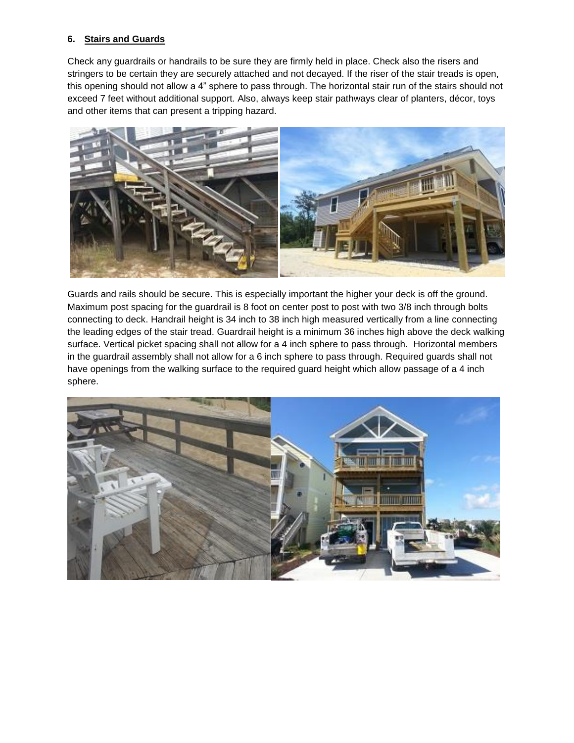## 6. Stairs and Guards

Check any guardrails or handrails to be sure they are firmly held in place. Check also the risers and stringers to be certain they are securely attached and not decayed. If the riser of the stair treads is open, this opening should not allow a 4" sphere to pass through. The horizontal stair run of the stairs should not exceed 7 feet without additional support. Also, always keep stair pathways clear of planters, décor, toys and other items that can present a tripping hazard.

Guards and rails should be secure. This is especially important the higher your deck is off the ground. Maximum post spacing for the guardrail is 8 foot on center post to post with two 3/8 inch through bolts connecting to deck. Handrail height is 34 inch to 38 inch high measured vertically from a line connecting the leading edges of the stair tread. Guardrail height is a minimum 36 inches high above the deck walking surface. Vertical picket spacing shall not allow for a 4 inch sphere to pass through. Horizontal members in the guardrail assembly shall not allow for a 6 inch sphere to pass through. Required guards shall not have openings from the walking surface to the required guard height which allow passage of a 4 inch sphere.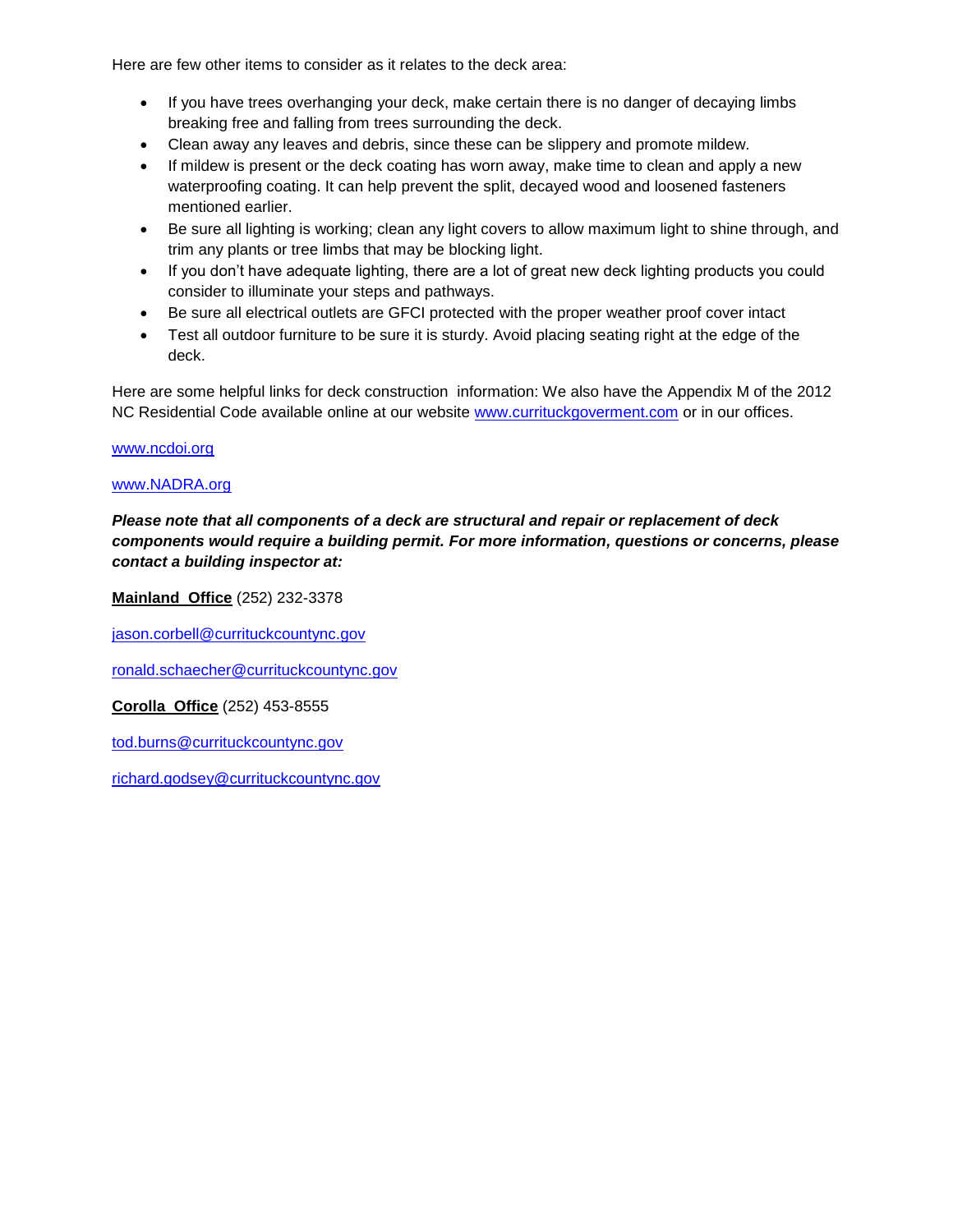Here are few other items to consider as it relates to the deck area:

- If you have trees overhanging your deck, make certain there is no danger of decaying limbs breaking free and falling from trees surrounding the deck.
- Clean away any leaves and debris, since these can be slippery and promote mildew.
- If mildew is present or the deck coating has worn away, make time to clean and apply a new waterproofing coating. It can help prevent the split, decayed wood and loosened fasteners mentioned earlier.
- Be sure all lighting is working; clean any light covers to allow maximum light to shine through, and trim any plants or tree limbs that may be blocking light.
- If you don't have adequate lighting, there are a lot of great new deck lighting products you could consider to illuminate your steps and pathways.
- Be sure all electrical outlets are GFCI protected with the proper weather proof cover intact
- Test all outdoor furniture to be sure it is sturdy. Avoid placing seating right at the edge of the deck.

Here are some helpful links for deck construction information: We also have the Appendix M of the 2012 NC Residential Code available online at our website www.currituckgoverment.com or in our offices.

www.ncdoi.org

www.NADRA.org

***Please note that all components of a deck are structural and repair or replacement of deck components would require a building permit. For more information, questions or concerns, please contact a building inspector at:***

**Mainland Office** (252) 232-3378

jason.corbell@currituckcountync.gov

ronald.schaecher@currituckcountync.gov

**Corolla Office** (252) 453-8555

tod.burns@currituckcountync.gov

richard.godsey@currituckcountync.gov